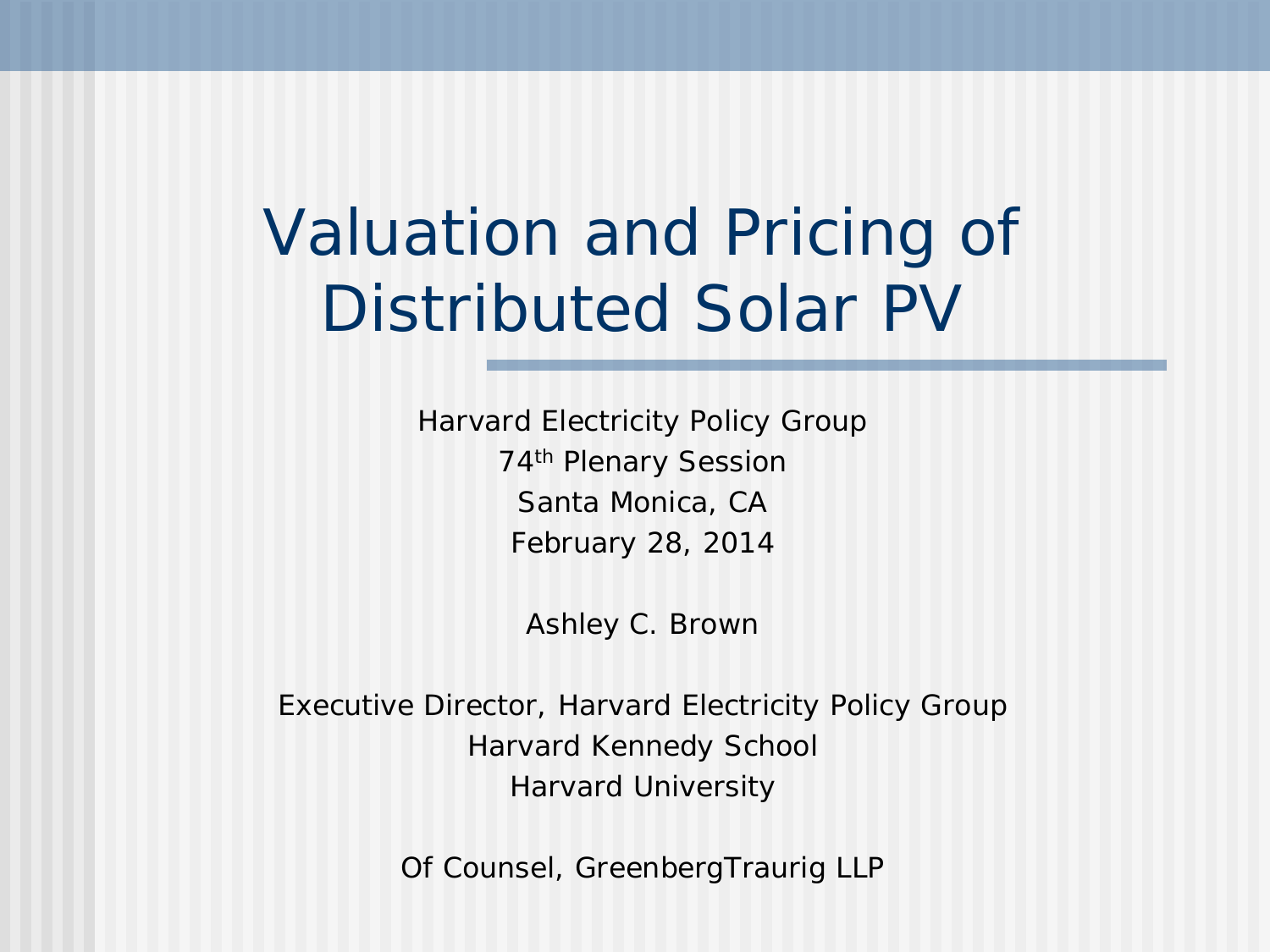# Valuation and Pricing of Distributed Solar PV

Harvard Electricity Policy Group
74th Plenary Session
Santa Monica, CA
February 28, 2014

Ashley C. Brown

Executive Director, Harvard Electricity Policy Group
Harvard Kennedy School
Harvard University

Of Counsel, GreenbergTraurig LLP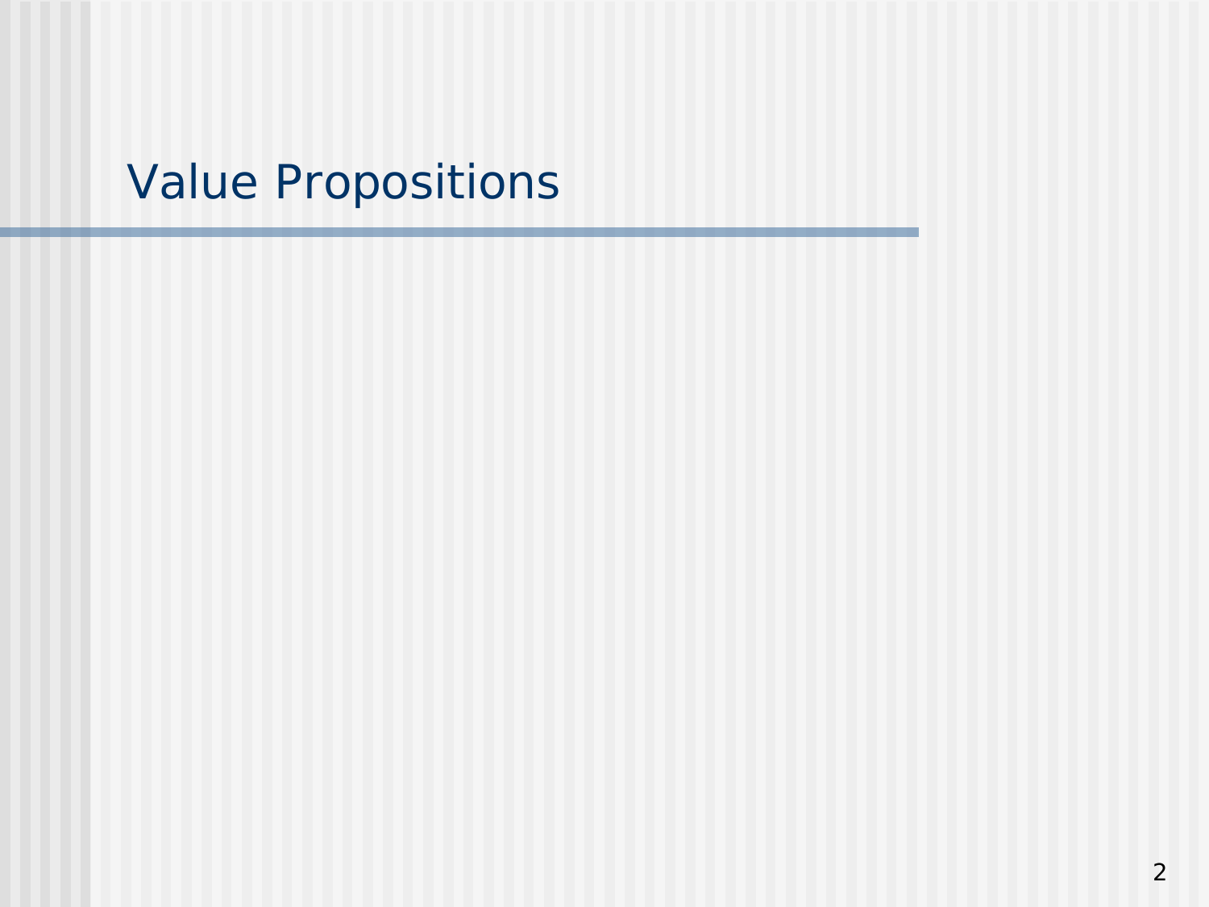# Value Propositions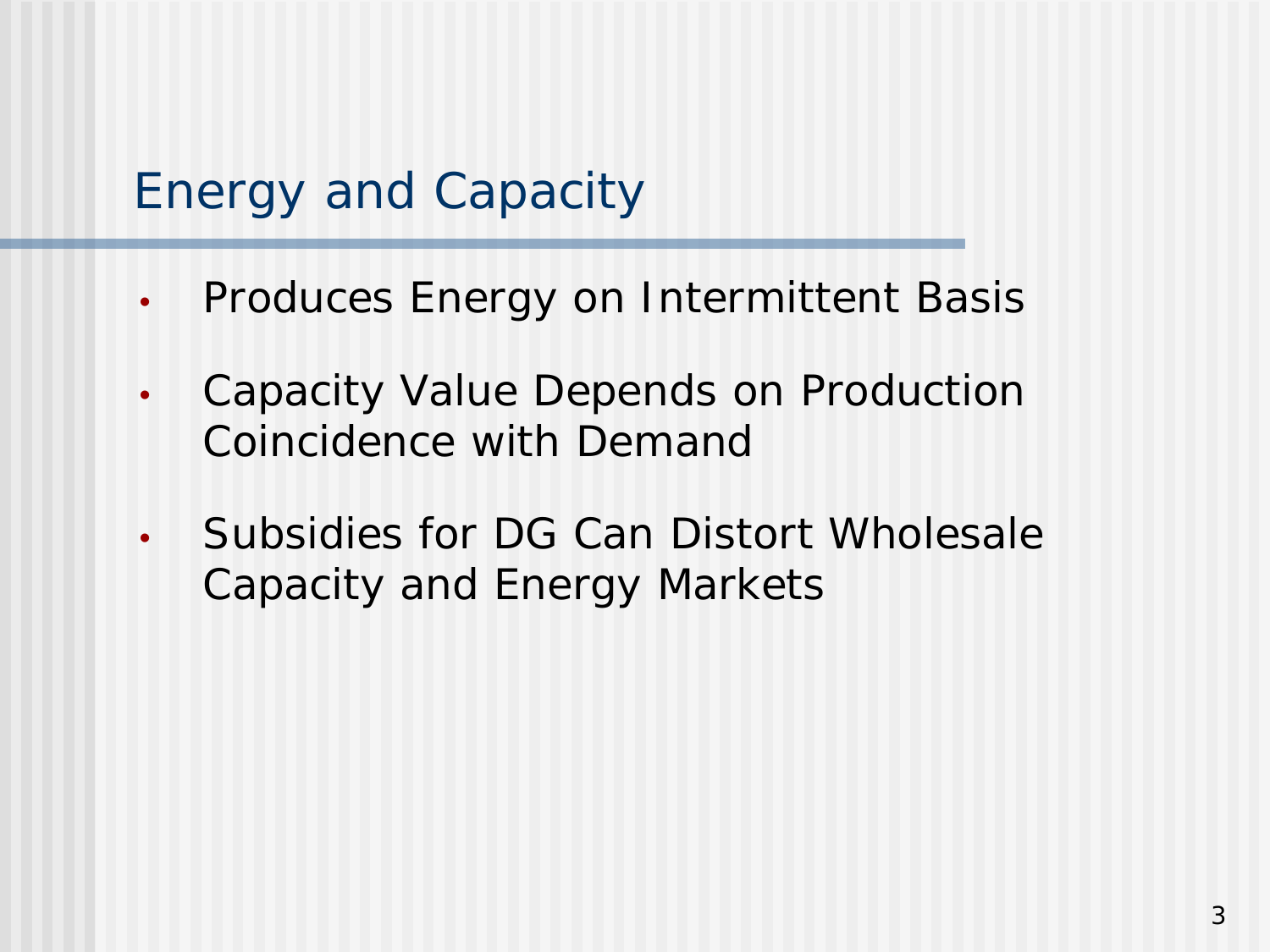# Energy and Capacity

- Produces Energy on Intermittent Basis
- Capacity Value Depends on Production Coincidence with Demand
- Subsidies for DG Can Distort Wholesale Capacity and Energy Markets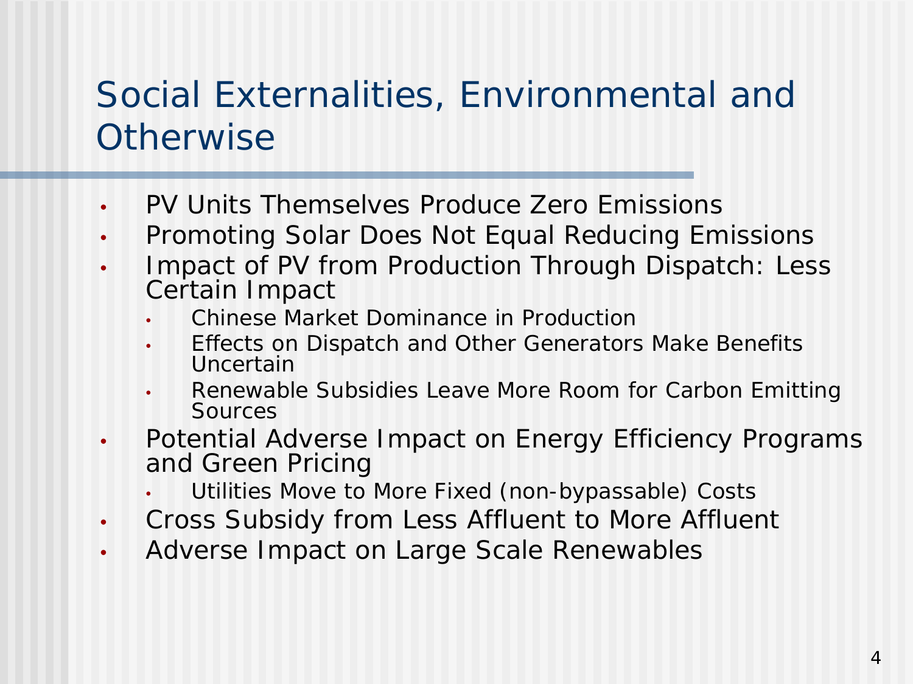# Social Externalities, Environmental and Otherwise

- PV Units Themselves Produce Zero Emissions
- Promoting Solar Does Not Equal Reducing Emissions
- Impact of PV from Production Through Dispatch: Less Certain Impact
  - Chinese Market Dominance in Production
  - Effects on Dispatch and Other Generators Make Benefits Uncertain
  - Renewable Subsidies Leave More Room for Carbon Emitting Sources
- Potential Adverse Impact on Energy Efficiency Programs and Green Pricing
  - Utilities Move to More Fixed (non-bypassable) Costs
- Cross Subsidy from Less Affluent to More Affluent
- Adverse Impact on Large Scale Renewables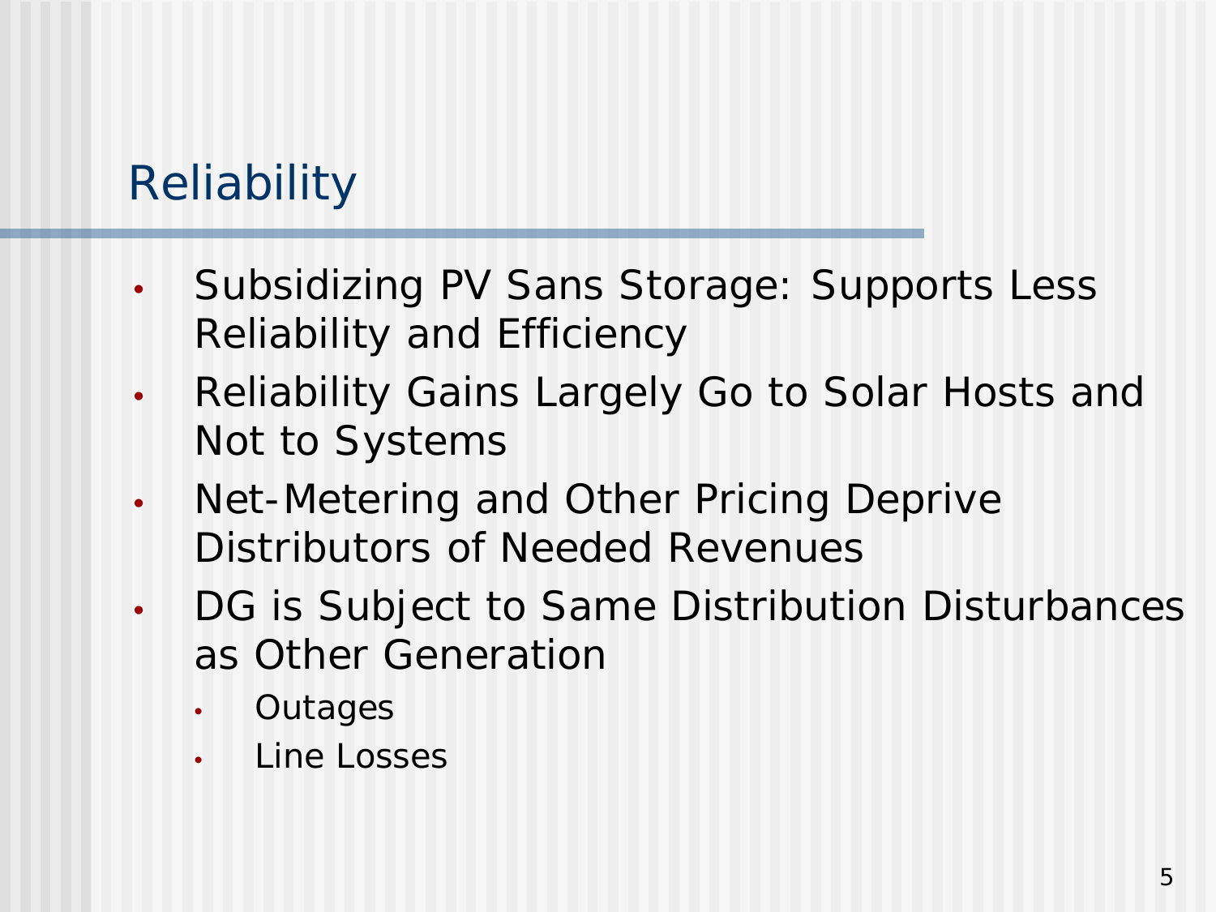# Reliability

- Subsidizing PV Sans Storage: Supports Less Reliability and Efficiency
- Reliability Gains Largely Go to Solar Hosts and Not to Systems
- Net-Metering and Other Pricing Deprive Distributors of Needed Revenues
- DG is Subject to Same Distribution Disturbances as Other Generation
  - Outages
  - Line Losses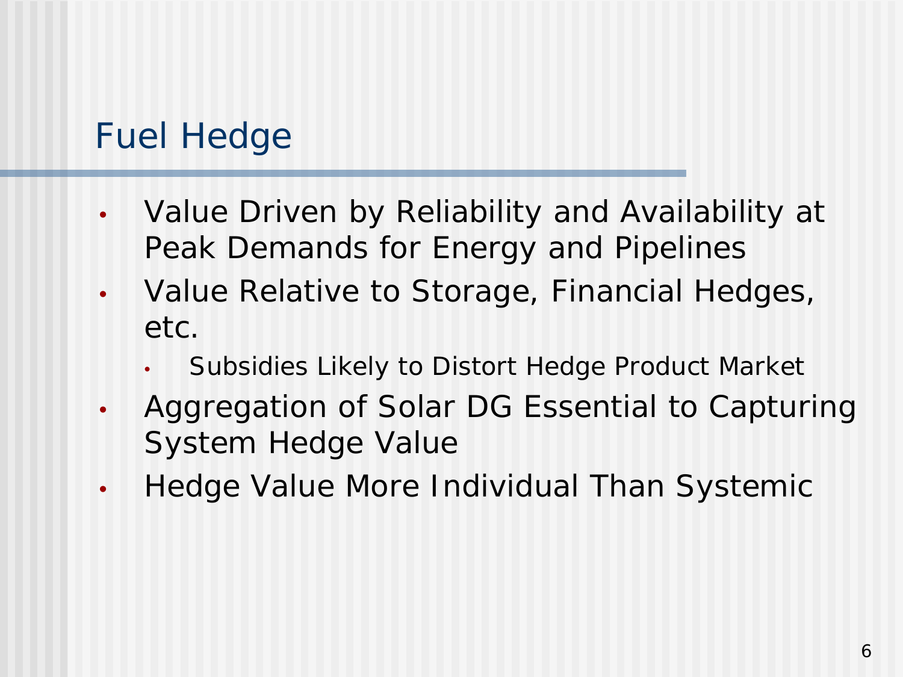# Fuel Hedge

- Value Driven by Reliability and Availability at Peak Demands for Energy and Pipelines
- Value Relative to Storage, Financial Hedges, etc.
  - Subsidies Likely to Distort Hedge Product Market
- Aggregation of Solar DG Essential to Capturing System Hedge Value
- Hedge Value More Individual Than Systemic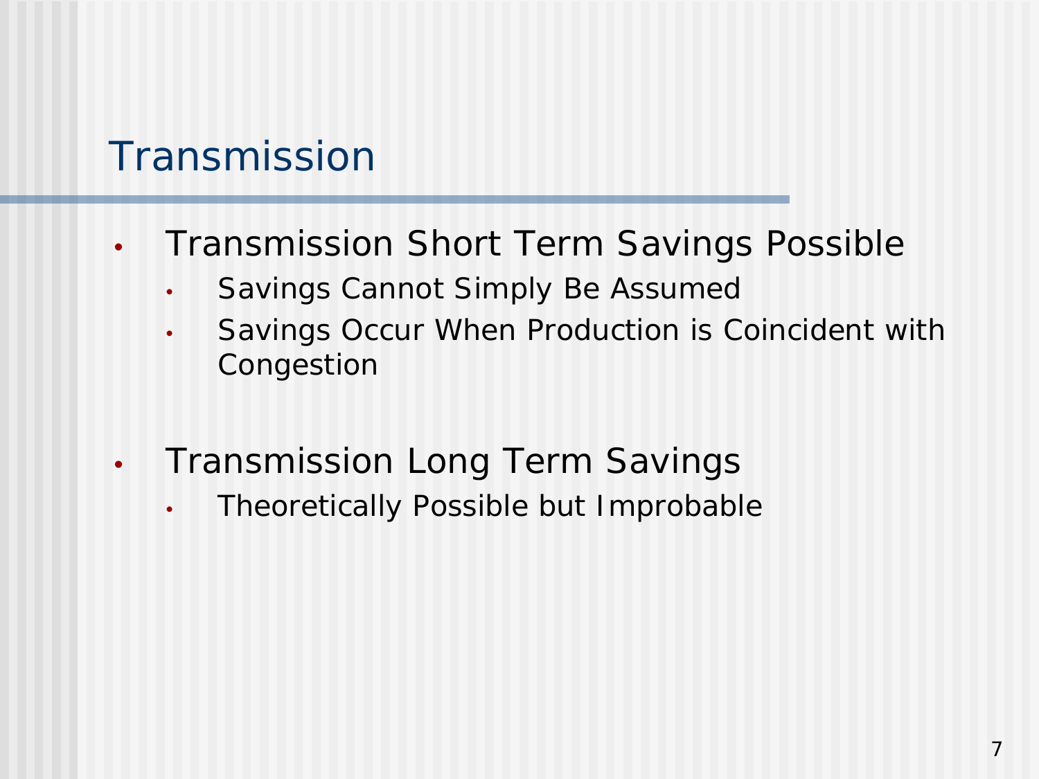# Transmission

- Transmission Short Term Savings Possible
  - Savings Cannot Simply Be Assumed
  - Savings Occur When Production is Coincident with Congestion
- Transmission Long Term Savings
  - Theoretically Possible but Improbable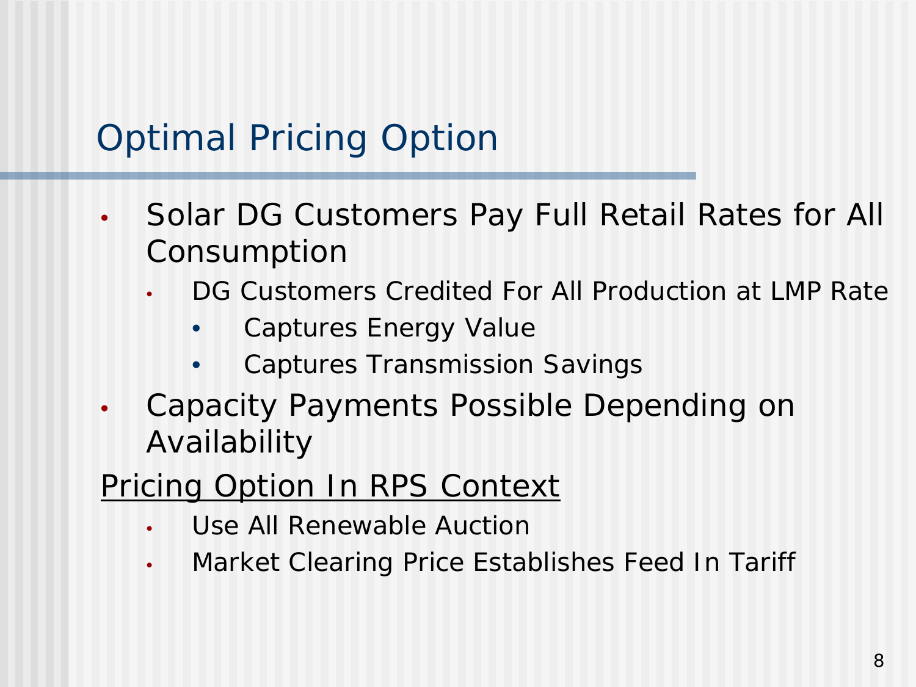# Optimal Pricing Option

- Solar DG Customers Pay Full Retail Rates for All Consumption
  - DG Customers Credited For All Production at LMP Rate
    - Captures Energy Value
    - Captures Transmission Savings
- Capacity Payments Possible Depending on Availability

<u>Pricing Option In RPS Context</u>

- Use All Renewable Auction
- Market Clearing Price Establishes Feed In Tariff